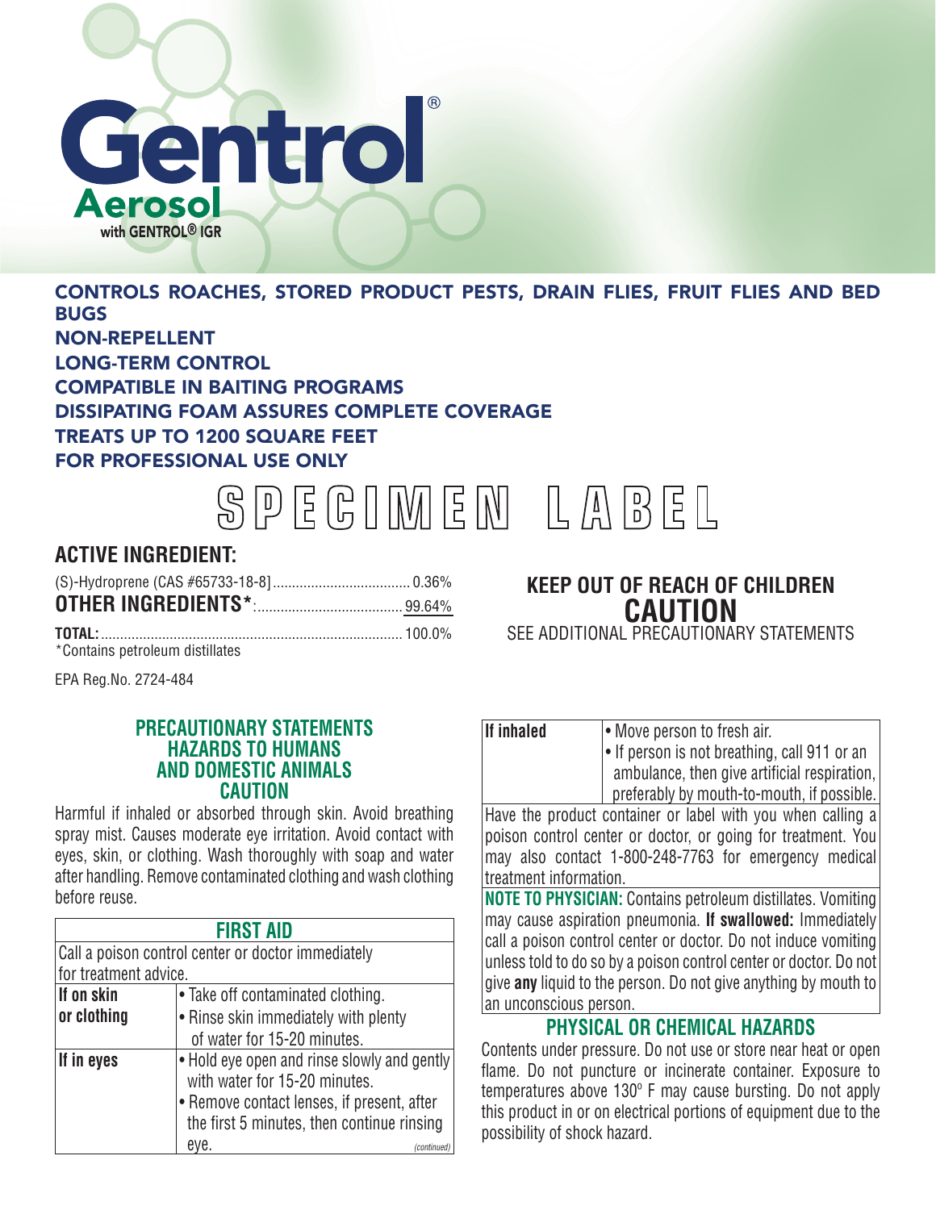# Gentrol®

## Aerosol

with GENTROL® IGR

**CONTROLS ROACHES, STORED PRODUCT PESTS, DRAIN FLIES, FRUIT FLIES AND BED BUGS**
**NON-REPELLENT**
**LONG-TERM CONTROL**
**COMPATIBLE IN BAITING PROGRAMS**
**DISSIPATING FOAM ASSURES COMPLETE COVERAGE**
**TREATS UP TO 1200 SQUARE FEET**
**FOR PROFESSIONAL USE ONLY**

# SPECIMEN LABEL

## ACTIVE INGREDIENT:

(S)-Hydroprene (CAS #65733-18-8) .................................... 0.36%
**OTHER INGREDIENTS*:** ...................................... 99.64%
**TOTAL:** ................................................................................ 100.0%
*Contains petroleum distillates

EPA Reg.No. 2724-484

**KEEP OUT OF REACH OF CHILDREN**
**CAUTION**
SEE ADDITIONAL PRECAUTIONARY STATEMENTS

## PRECAUTIONARY STATEMENTS
## HAZARDS TO HUMANS AND DOMESTIC ANIMALS
## CAUTION

Harmful if inhaled or absorbed through skin. Avoid breathing spray mist. Causes moderate eye irritation. Avoid contact with eyes, skin, or clothing. Wash thoroughly with soap and water after handling. Remove contaminated clothing and wash clothing before reuse.

| FIRST AID | |
|---|---|
| Call a poison control center or doctor immediately for treatment advice. | |
| **If on skin or clothing** | • Take off contaminated clothing.<br>• Rinse skin immediately with plenty of water for 15-20 minutes. |
| **If in eyes** | • Hold eye open and rinse slowly and gently with water for 15-20 minutes.<br>• Remove contact lenses, if present, after the first 5 minutes, then continue rinsing eye. *(continued)* |
| **If inhaled** | • Move person to fresh air.<br>• If person is not breathing, call 911 or an ambulance, then give artificial respiration, preferably by mouth-to-mouth, if possible. |
| Have the product container or label with you when calling a poison control center or doctor, or going for treatment. You may also contact 1-800-248-7763 for emergency medical treatment information. | |
| **NOTE TO PHYSICIAN:** Contains petroleum distillates. Vomiting may cause aspiration pneumonia. **If swallowed:** Immediately call a poison control center or doctor. Do not induce vomiting unless told to do so by a poison control center or doctor. Do not give **any** liquid to the person. Do not give anything by mouth to an unconscious person. | |

## PHYSICAL OR CHEMICAL HAZARDS

Contents under pressure. Do not use or store near heat or open flame. Do not puncture or incinerate container. Exposure to temperatures above 130° F may cause bursting. Do not apply this product in or on electrical portions of equipment due to the possibility of shock hazard.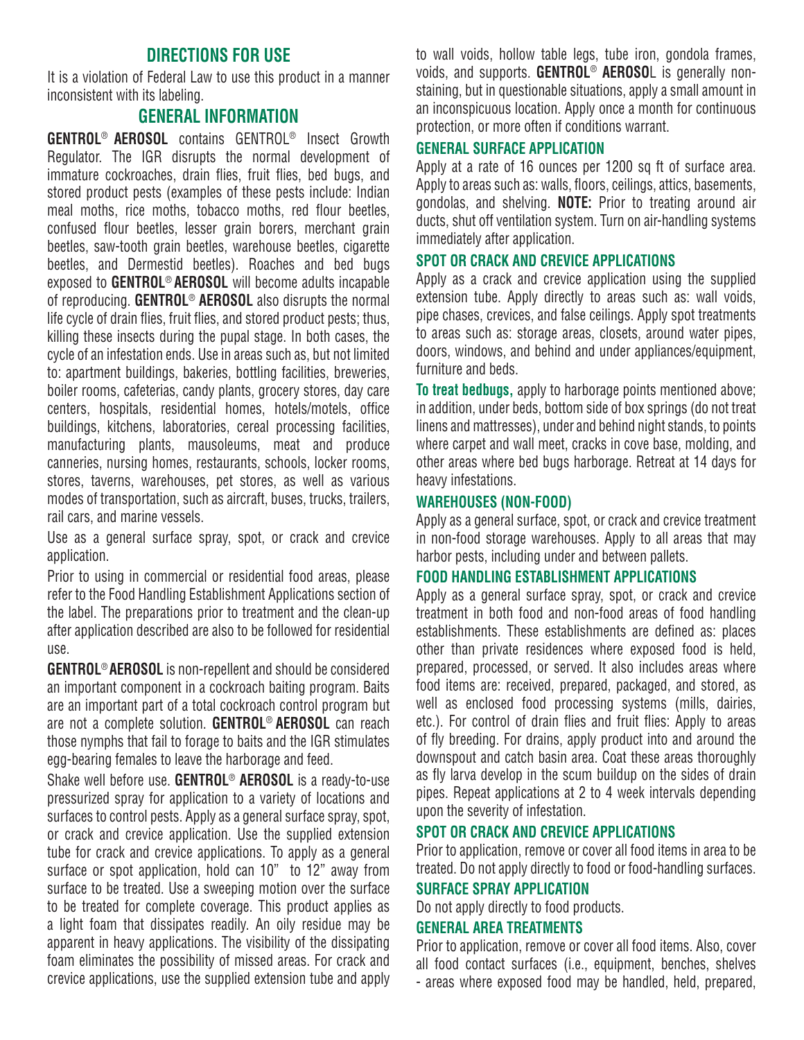## DIRECTIONS FOR USE

It is a violation of Federal Law to use this product in a manner inconsistent with its labeling.

## GENERAL INFORMATION

**GENTROL® AEROSOL** contains GENTROL® Insect Growth Regulator. The IGR disrupts the normal development of immature cockroaches, drain flies, fruit flies, bed bugs, and stored product pests (examples of these pests include: Indian meal moths, rice moths, tobacco moths, red flour beetles, confused flour beetles, lesser grain borers, merchant grain beetles, saw-tooth grain beetles, warehouse beetles, cigarette beetles, and Dermestid beetles). Roaches and bed bugs exposed to **GENTROL® AEROSOL** will become adults incapable of reproducing. **GENTROL® AEROSOL** also disrupts the normal life cycle of drain flies, fruit flies, and stored product pests; thus, killing these insects during the pupal stage. In both cases, the cycle of an infestation ends. Use in areas such as, but not limited to: apartment buildings, bakeries, bottling facilities, breweries, boiler rooms, cafeterias, candy plants, grocery stores, day care centers, hospitals, residential homes, hotels/motels, office buildings, kitchens, laboratories, cereal processing facilities, manufacturing plants, mausoleums, meat and produce canneries, nursing homes, restaurants, schools, locker rooms, stores, taverns, warehouses, pet stores, as well as various modes of transportation, such as aircraft, buses, trucks, trailers, rail cars, and marine vessels.

Use as a general surface spray, spot, or crack and crevice application.

Prior to using in commercial or residential food areas, please refer to the Food Handling Establishment Applications section of the label. The preparations prior to treatment and the clean-up after application described are also to be followed for residential use.

**GENTROL® AEROSOL** is non-repellent and should be considered an important component in a cockroach baiting program. Baits are an important part of a total cockroach control program but are not a complete solution. **GENTROL® AEROSOL** can reach those nymphs that fail to forage to baits and the IGR stimulates egg-bearing females to leave the harborage and feed.

Shake well before use. **GENTROL® AEROSOL** is a ready-to-use pressurized spray for application to a variety of locations and surfaces to control pests. Apply as a general surface spray, spot, or crack and crevice application. Use the supplied extension tube for crack and crevice applications. To apply as a general surface or spot application, hold can 10" to 12" away from surface to be treated. Use a sweeping motion over the surface to be treated for complete coverage. This product applies as a light foam that dissipates readily. An oily residue may be apparent in heavy applications. The visibility of the dissipating foam eliminates the possibility of missed areas. For crack and crevice applications, use the supplied extension tube and apply to wall voids, hollow table legs, tube iron, gondola frames, voids, and supports. **GENTROL® AEROSOL** is generally non-staining, but in questionable situations, apply a small amount in an inconspicuous location. Apply once a month for continuous protection, or more often if conditions warrant.

### GENERAL SURFACE APPLICATION

Apply at a rate of 16 ounces per 1200 sq ft of surface area. Apply to areas such as: walls, floors, ceilings, attics, basements, gondolas, and shelving. **NOTE:** Prior to treating around air ducts, shut off ventilation system. Turn on air-handling systems immediately after application.

### SPOT OR CRACK AND CREVICE APPLICATIONS

Apply as a crack and crevice application using the supplied extension tube. Apply directly to areas such as: wall voids, pipe chases, crevices, and false ceilings. Apply spot treatments to areas such as: storage areas, closets, around water pipes, doors, windows, and behind and under appliances/equipment, furniture and beds.

**To treat bedbugs,** apply to harborage points mentioned above; in addition, under beds, bottom side of box springs (do not treat linens and mattresses), under and behind night stands, to points where carpet and wall meet, cracks in cove base, molding, and other areas where bed bugs harborage. Retreat at 14 days for heavy infestations.

### WAREHOUSES (NON-FOOD)

Apply as a general surface, spot, or crack and crevice treatment in non-food storage warehouses. Apply to all areas that may harbor pests, including under and between pallets.

### FOOD HANDLING ESTABLISHMENT APPLICATIONS

Apply as a general surface spray, spot, or crack and crevice treatment in both food and non-food areas of food handling establishments. These establishments are defined as: places other than private residences where exposed food is held, prepared, processed, or served. It also includes areas where food items are: received, prepared, packaged, and stored, as well as enclosed food processing systems (mills, dairies, etc.). For control of drain flies and fruit flies: Apply to areas of fly breeding. For drains, apply product into and around the downspout and catch basin area. Coat these areas thoroughly as fly larva develop in the scum buildup on the sides of drain pipes. Repeat applications at 2 to 4 week intervals depending upon the severity of infestation.

### SPOT OR CRACK AND CREVICE APPLICATIONS

Prior to application, remove or cover all food items in area to be treated. Do not apply directly to food or food-handling surfaces.

### SURFACE SPRAY APPLICATION

Do not apply directly to food products.

### GENERAL AREA TREATMENTS

Prior to application, remove or cover all food items. Also, cover all food contact surfaces (i.e., equipment, benches, shelves - areas where exposed food may be handled, held, prepared,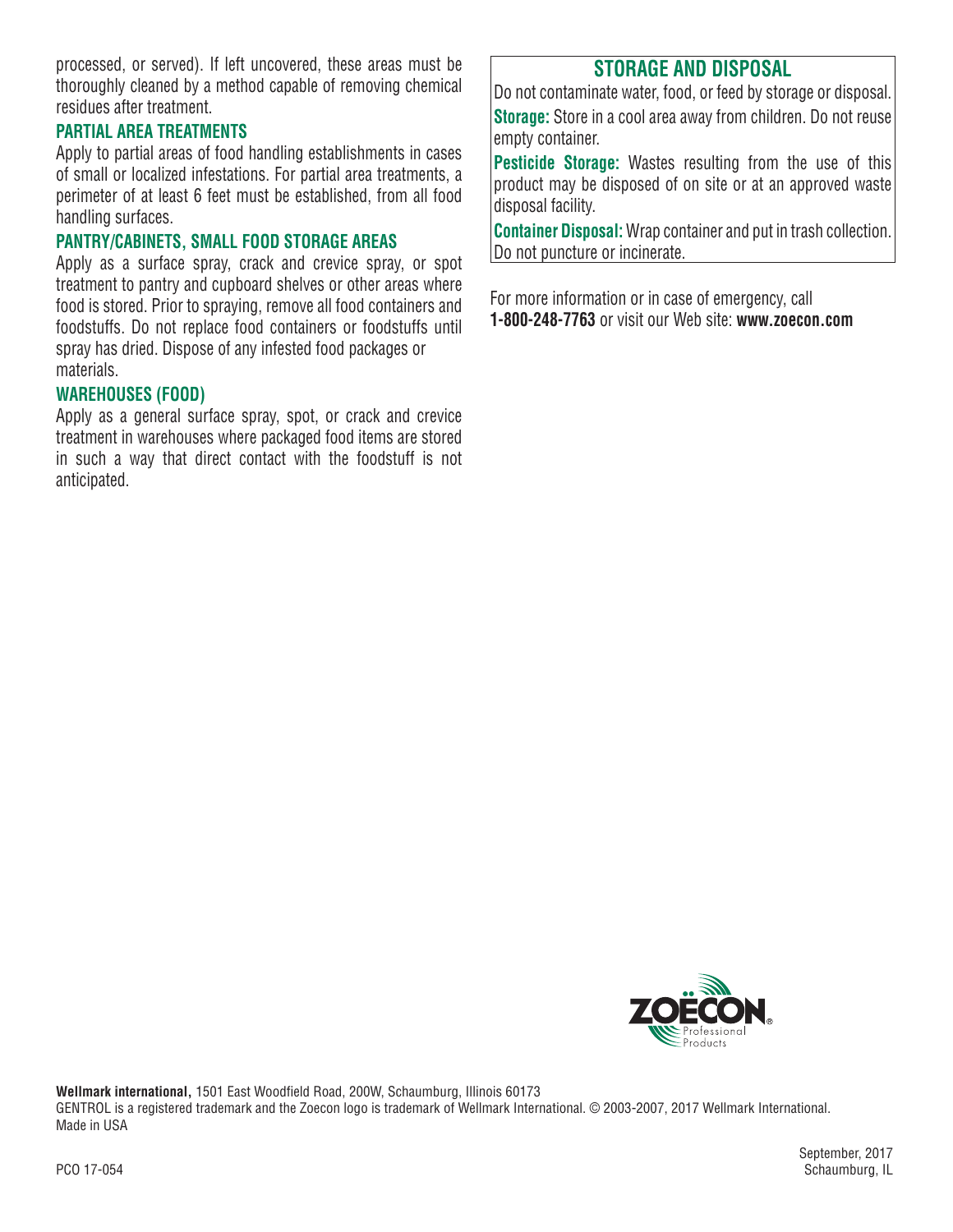processed, or served). If left uncovered, these areas must be thoroughly cleaned by a method capable of removing chemical residues after treatment.

### PARTIAL AREA TREATMENTS

Apply to partial areas of food handling establishments in cases of small or localized infestations. For partial area treatments, a perimeter of at least 6 feet must be established, from all food handling surfaces.

### PANTRY/CABINETS, SMALL FOOD STORAGE AREAS

Apply as a surface spray, crack and crevice spray, or spot treatment to pantry and cupboard shelves or other areas where food is stored. Prior to spraying, remove all food containers and foodstuffs. Do not replace food containers or foodstuffs until spray has dried. Dispose of any infested food packages or materials.

### WAREHOUSES (FOOD)

Apply as a general surface spray, spot, or crack and crevice treatment in warehouses where packaged food items are stored in such a way that direct contact with the foodstuff is not anticipated.

## STORAGE AND DISPOSAL

Do not contaminate water, food, or feed by storage or disposal.

**Storage:** Store in a cool area away from children. Do not reuse empty container.

**Pesticide Storage:** Wastes resulting from the use of this product may be disposed of on site or at an approved waste disposal facility.

**Container Disposal:** Wrap container and put in trash collection. Do not puncture or incinerate.

For more information or in case of emergency, call **1-800-248-7763** or visit our Web site: **www.zoecon.com**

ZOËCON® Professional Products

**Wellmark international,** 1501 East Woodfield Road, 200W, Schaumburg, Illinois 60173
GENTROL is a registered trademark and the Zoecon logo is trademark of Wellmark International. © 2003-2007, 2017 Wellmark International.
Made in USA

PCO 17-054

September, 2017
Schaumburg, IL